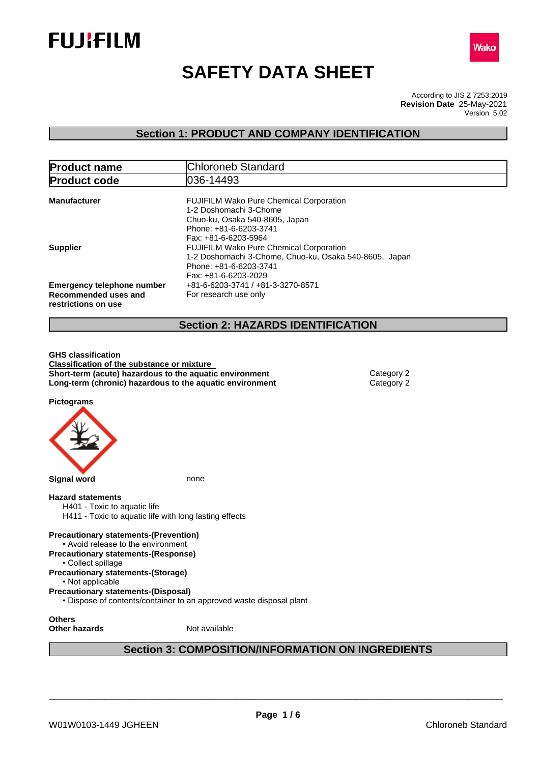FUJIFILM

Wako

# SAFETY DATA SHEET

According to JIS Z 7253:2019
**Revision Date** 25-May-2021
Version 5.02

## Section 1: PRODUCT AND COMPANY IDENTIFICATION

| **Product name** | Chloroneb Standard |
|---|---|
| **Product code** | 036-14493 |

**Manufacturer**
FUJIFILM Wako Pure Chemical Corporation
1-2 Doshomachi 3-Chome
Chuo-ku, Osaka 540-8605, Japan
Phone: +81-6-6203-3741
Fax: +81-6-6203-5964

**Supplier**
FUJIFILM Wako Pure Chemical Corporation
1-2 Doshomachi 3-Chome, Chuo-ku, Osaka 540-8605, Japan
Phone: +81-6-6203-3741
Fax: +81-6-6203-2029

**Emergency telephone number** +81-6-6203-3741 / +81-3-3270-8571

**Recommended uses and restrictions on use** For research use only

## Section 2: HAZARDS IDENTIFICATION

**GHS classification**

**Classification of the substance or mixture**

| | |
|---|---|
| **Short-term (acute) hazardous to the aquatic environment** | Category 2 |
| **Long-term (chronic) hazardous to the aquatic environment** | Category 2 |

**Pictograms**

**Signal word** none

**Hazard statements**
- H401 - Toxic to aquatic life
- H411 - Toxic to aquatic life with long lasting effects

**Precautionary statements-(Prevention)**
- Avoid release to the environment

**Precautionary statements-(Response)**
- Collect spillage

**Precautionary statements-(Storage)**
- Not applicable

**Precautionary statements-(Disposal)**
- Dispose of contents/container to an approved waste disposal plant

**Others**
**Other hazards** Not available

## Section 3: COMPOSITION/INFORMATION ON INGREDIENTS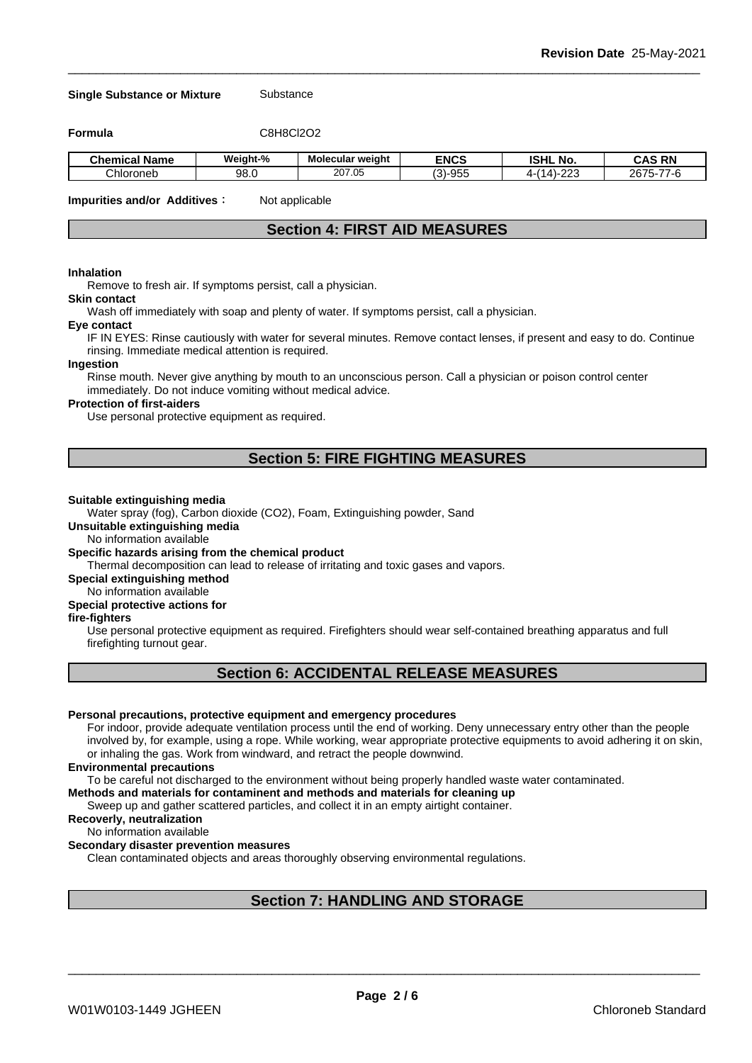**Single Substance or Mixture** Substance

**Formula** $C_8H_8Cl_2O_2$

| Chemical Name | Weight-% | Molecular weight | ENCS | ISHL No. | CAS RN |
|---|---|---|---|---|---|
| Chloroneb | 98.0 | 207.05 | (3)-955 | 4-(14)-223 | 2675-77-6 |

**Impurities and/or Additives**： Not applicable

## Section 4: FIRST AID MEASURES

**Inhalation**

Remove to fresh air. If symptoms persist, call a physician.

**Skin contact**

Wash off immediately with soap and plenty of water. If symptoms persist, call a physician.

**Eye contact**

IF IN EYES: Rinse cautiously with water for several minutes. Remove contact lenses, if present and easy to do. Continue rinsing. Immediate medical attention is required.

**Ingestion**

Rinse mouth. Never give anything by mouth to an unconscious person. Call a physician or poison control center immediately. Do not induce vomiting without medical advice.

**Protection of first-aiders**

Use personal protective equipment as required.

## Section 5: FIRE FIGHTING MEASURES

**Suitable extinguishing media**

Water spray (fog), Carbon dioxide ($CO_2$), Foam, Extinguishing powder, Sand

**Unsuitable extinguishing media**

No information available

**Specific hazards arising from the chemical product**

Thermal decomposition can lead to release of irritating and toxic gases and vapors.

**Special extinguishing method**

No information available

**Special protective actions for fire-fighters**

Use personal protective equipment as required. Firefighters should wear self-contained breathing apparatus and full firefighting turnout gear.

## Section 6: ACCIDENTAL RELEASE MEASURES

**Personal precautions, protective equipment and emergency procedures**

For indoor, provide adequate ventilation process until the end of working. Deny unnecessary entry other than the people involved by, for example, using a rope. While working, wear appropriate protective equipments to avoid adhering it on skin, or inhaling the gas. Work from windward, and retract the people downwind.

**Environmental precautions**

To be careful not discharged to the environment without being properly handled waste water contaminated.

**Methods and materials for contaminent and methods and materials for cleaning up**

Sweep up and gather scattered particles, and collect it in an empty airtight container.

**Recoverly, neutralization**

No information available

**Secondary disaster prevention measures**

Clean contaminated objects and areas thoroughly observing environmental regulations.

## Section 7: HANDLING AND STORAGE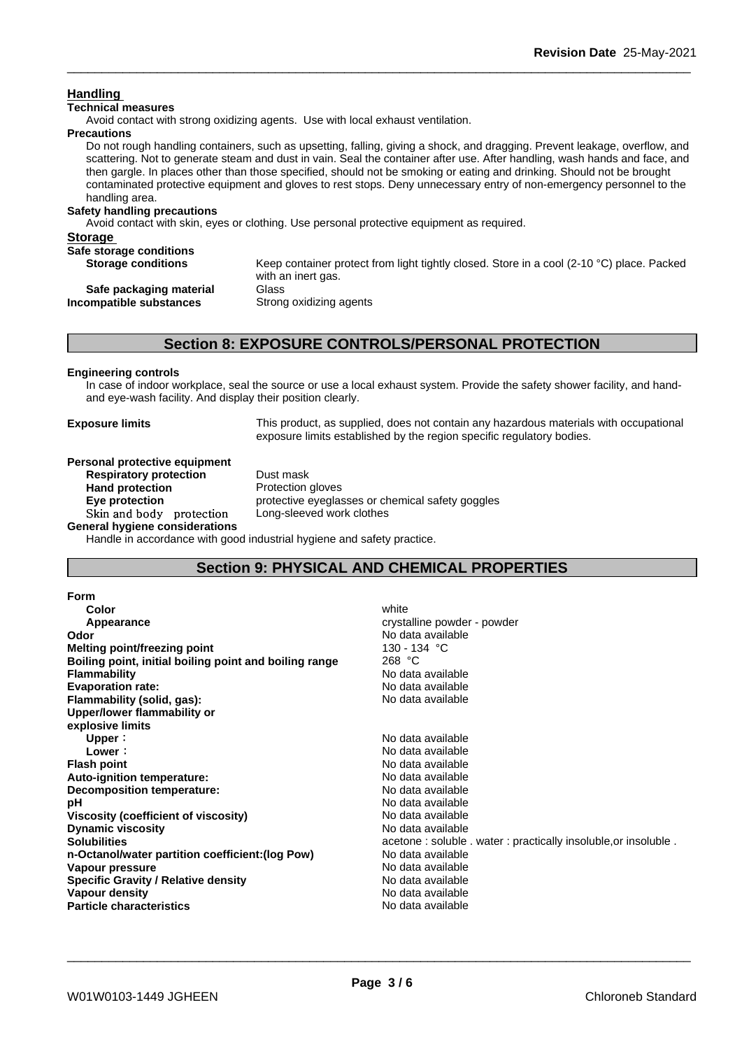## Handling

**Technical measures**

Avoid contact with strong oxidizing agents. Use with local exhaust ventilation.

**Precautions**

Do not rough handling containers, such as upsetting, falling, giving a shock, and dragging. Prevent leakage, overflow, and scattering. Not to generate steam and dust in vain. Seal the container after use. After handling, wash hands and face, and then gargle. In places other than those specified, should not be smoking or eating and drinking. Should not be brought contaminated protective equipment and gloves to rest stops. Deny unnecessary entry of non-emergency personnel to the handling area.

**Safety handling precautions**

Avoid contact with skin, eyes or clothing. Use personal protective equipment as required.

## Storage

**Safe storage conditions**

| | |
|---|---|
| **Storage conditions** | Keep container protect from light tightly closed. Store in a cool (2-10 °C) place. Packed with an inert gas. |
| **Safe packaging material** | Glass |
| **Incompatible substances** | Strong oxidizing agents |

## Section 8: EXPOSURE CONTROLS/PERSONAL PROTECTION

**Engineering controls**

In case of indoor workplace, seal the source or use a local exhaust system. Provide the safety shower facility, and hand- and eye-wash facility. And display their position clearly.

**Exposure limits** — This product, as supplied, does not contain any hazardous materials with occupational exposure limits established by the region specific regulatory bodies.

**Personal protective equipment**

| | |
|---|---|
| **Respiratory protection** | Dust mask |
| **Hand protection** | Protection gloves |
| **Eye protection** | protective eyeglasses or chemical safety goggles |
| Skin and body protection | Long-sleeved work clothes |

**General hygiene considerations**

Handle in accordance with good industrial hygiene and safety practice.

## Section 9: PHYSICAL AND CHEMICAL PROPERTIES

| | |
|---|---|
| **Form** | |
| **Color** | white |
| **Appearance** | crystalline powder - powder |
| **Odor** | No data available |
| **Melting point/freezing point** | 130 - 134 °C |
| **Boiling point, initial boiling point and boiling range** | 268 °C |
| **Flammability** | No data available |
| **Evaporation rate:** | No data available |
| **Flammability (solid, gas):** | No data available |
| **Upper/lower flammability or explosive limits** | |
| **Upper**： | No data available |
| **Lower**： | No data available |
| **Flash point** | No data available |
| **Auto-ignition temperature:** | No data available |
| **Decomposition temperature:** | No data available |
| **pH** | No data available |
| **Viscosity (coefficient of viscosity)** | No data available |
| **Dynamic viscosity** | No data available |
| **Solubilities** | acetone : soluble . water : practically insoluble,or insoluble . |
| **n-Octanol/water partition coefficient:(log Pow)** | No data available |
| **Vapour pressure** | No data available |
| **Specific Gravity / Relative density** | No data available |
| **Vapour density** | No data available |
| **Particle characteristics** | No data available |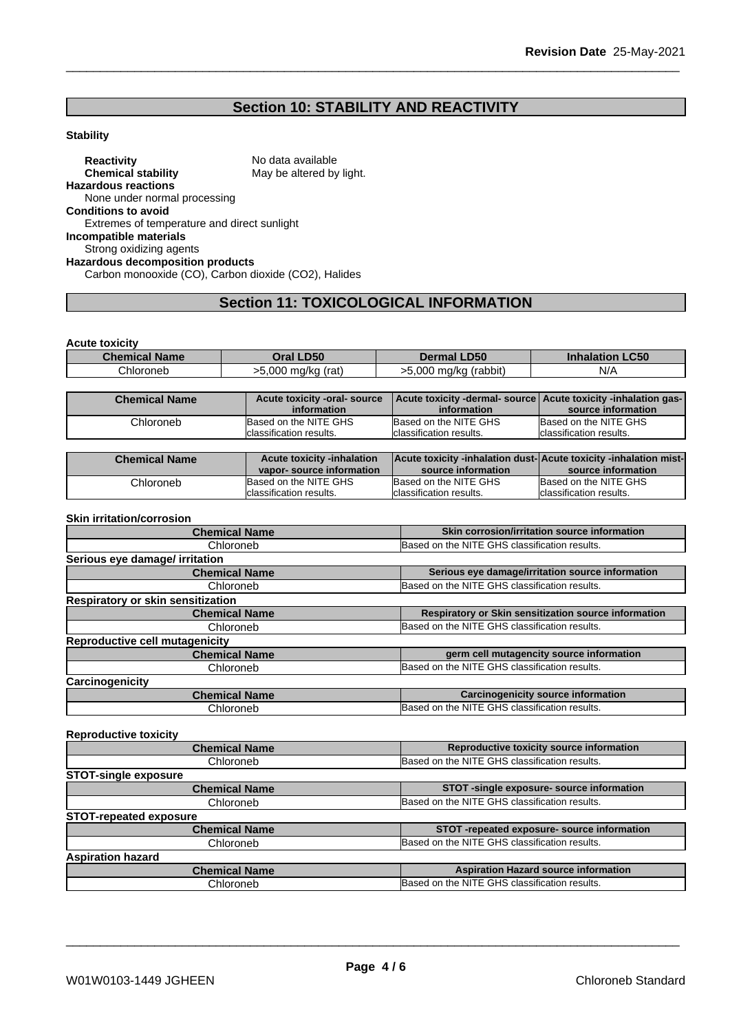## Section 10: STABILITY AND REACTIVITY

**Stability**

**Reactivity** No data available
**Chemical stability** May be altered by light.

**Hazardous reactions**
None under normal processing

**Conditions to avoid**
Extremes of temperature and direct sunlight

**Incompatible materials**
Strong oxidizing agents

**Hazardous decomposition products**
Carbon monooxide (CO), Carbon dioxide ($CO_2$), Halides

## Section 11: TOXICOLOGICAL INFORMATION

**Acute toxicity**

| Chemical Name | Oral LD50 | Dermal LD50 | Inhalation LC50 |
|---|---|---|---|
| Chloroneb | >5,000 mg/kg (rat) | >5,000 mg/kg (rabbit) | N/A |

| Chemical Name | Acute toxicity -oral- source information | Acute toxicity -dermal- source information | Acute toxicity -inhalation gas- source information |
|---|---|---|---|
| Chloroneb | Based on the NITE GHS classification results. | Based on the NITE GHS classification results. | Based on the NITE GHS classification results. |

| Chemical Name | Acute toxicity -inhalation vapor- source information | Acute toxicity -inhalation dust- source information | Acute toxicity -inhalation mist- source information |
|---|---|---|---|
| Chloroneb | Based on the NITE GHS classification results. | Based on the NITE GHS classification results. | Based on the NITE GHS classification results. |

**Skin irritation/corrosion**

| Chemical Name | Skin corrosion/irritation source information |
|---|---|
| Chloroneb | Based on the NITE GHS classification results. |

**Serious eye damage/ irritation**

| Chemical Name | Serious eye damage/irritation source information |
|---|---|
| Chloroneb | Based on the NITE GHS classification results. |

**Respiratory or skin sensitization**

| Chemical Name | Respiratory or Skin sensitization source information |
|---|---|
| Chloroneb | Based on the NITE GHS classification results. |

**Reproductive cell mutagenicity**

| Chemical Name | germ cell mutagencity source information |
|---|---|
| Chloroneb | Based on the NITE GHS classification results. |

**Carcinogenicity**

| Chemical Name | Carcinogenicity source information |
|---|---|
| Chloroneb | Based on the NITE GHS classification results. |

**Reproductive toxicity**

| Chemical Name | Reproductive toxicity source information |
|---|---|
| Chloroneb | Based on the NITE GHS classification results. |

**STOT-single exposure**

| Chemical Name | STOT -single exposure- source information |
|---|---|
| Chloroneb | Based on the NITE GHS classification results. |

**STOT-repeated exposure**

| Chemical Name | STOT -repeated exposure- source information |
|---|---|
| Chloroneb | Based on the NITE GHS classification results. |

**Aspiration hazard**

| Chemical Name | Aspiration Hazard source information |
|---|---|
| Chloroneb | Based on the NITE GHS classification results. |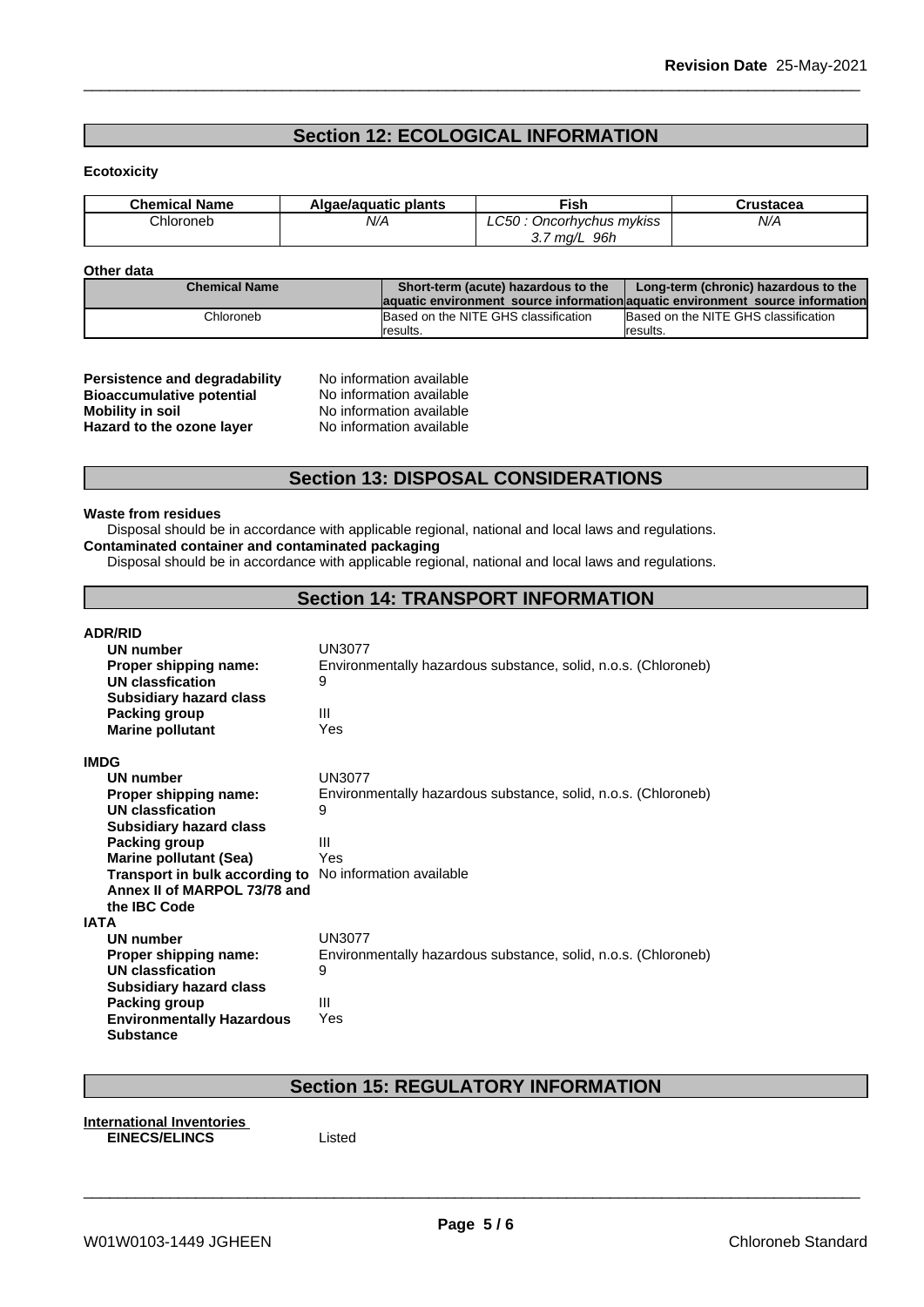## Section 12: ECOLOGICAL INFORMATION

**Ecotoxicity**

| Chemical Name | Algae/aquatic plants | Fish | Crustacea |
|---|---|---|---|
| Chloroneb | N/A | *LC50 : Oncorhychus mykiss 3.7 mg/L 96h* | N/A |

**Other data**

| Chemical Name | Short-term (acute) hazardous to the aquatic environment source information | Long-term (chronic) hazardous to the aquatic environment source information |
|---|---|---|
| Chloroneb | Based on the NITE GHS classification results. | Based on the NITE GHS classification results. |

**Persistence and degradability** No information available
**Bioaccumulative potential** No information available
**Mobility in soil** No information available
**Hazard to the ozone layer** No information available

## Section 13: DISPOSAL CONSIDERATIONS

**Waste from residues**

Disposal should be in accordance with applicable regional, national and local laws and regulations.

**Contaminated container and contaminated packaging**

Disposal should be in accordance with applicable regional, national and local laws and regulations.

## Section 14: TRANSPORT INFORMATION

**ADR/RID**

**UN number** UN3077
**Proper shipping name:** Environmentally hazardous substance, solid, n.o.s. (Chloroneb)
**UN classfication** 9
**Subsidiary hazard class**
**Packing group** III
**Marine pollutant** Yes

**IMDG**

**UN number** UN3077
**Proper shipping name:** Environmentally hazardous substance, solid, n.o.s. (Chloroneb)
**UN classfication** 9
**Subsidiary hazard class**
**Packing group** III
**Marine pollutant (Sea)** Yes
**Transport in bulk according to Annex II of MARPOL 73/78 and the IBC Code** No information available

**IATA**

**UN number** UN3077
**Proper shipping name:** Environmentally hazardous substance, solid, n.o.s. (Chloroneb)
**UN classfication** 9
**Subsidiary hazard class**
**Packing group** III
**Environmentally Hazardous Substance** Yes

## Section 15: REGULATORY INFORMATION

**International Inventories**

**EINECS/ELINCS** Listed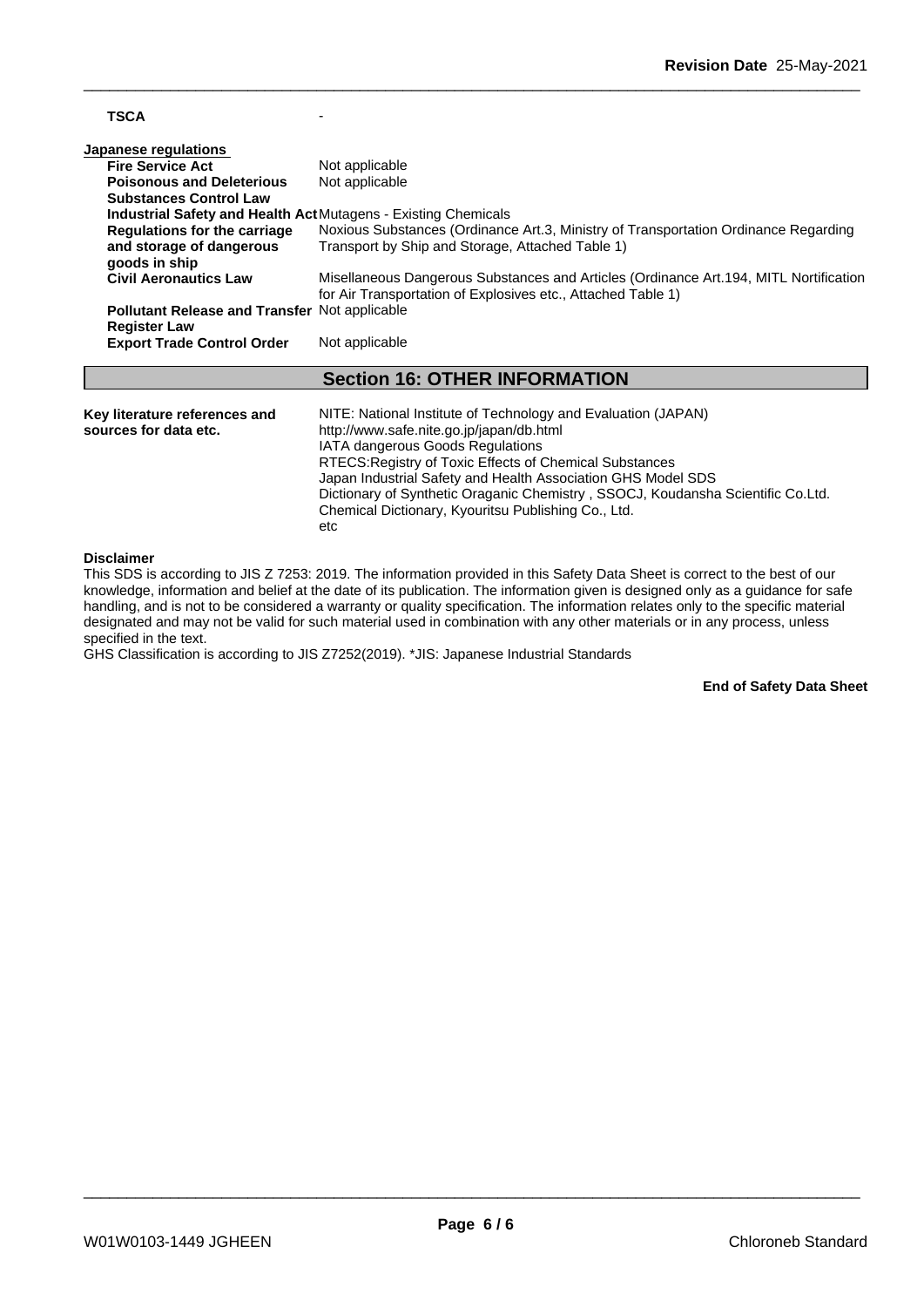| | |
|---|---|
| **TSCA** | - |

**Japanese regulations**

| | |
|---|---|
| **Fire Service Act** | Not applicable |
| **Poisonous and Deleterious Substances Control Law** | Not applicable |
| **Industrial Safety and Health Act** | Mutagens - Existing Chemicals |
| **Regulations for the carriage and storage of dangerous goods in ship** | Noxious Substances (Ordinance Art.3, Ministry of Transportation Ordinance Regarding Transport by Ship and Storage, Attached Table 1) |
| **Civil Aeronautics Law** | Misellaneous Dangerous Substances and Articles (Ordinance Art.194, MITL Nortification for Air Transportation of Explosives etc., Attached Table 1) |
| **Pollutant Release and Transfer Register Law** | Not applicable |
| **Export Trade Control Order** | Not applicable |

## Section 16: OTHER INFORMATION

| | |
|---|---|
| **Key literature references and sources for data etc.** | NITE: National Institute of Technology and Evaluation (JAPAN)<br>http://www.safe.nite.go.jp/japan/db.html<br>IATA dangerous Goods Regulations<br>RTECS:Registry of Toxic Effects of Chemical Substances<br>Japan Industrial Safety and Health Association GHS Model SDS<br>Dictionary of Synthetic Oraganic Chemistry , SSOCJ, Koudansha Scientific Co.Ltd.<br>Chemical Dictionary, Kyouritsu Publishing Co., Ltd.<br>etc |

**Disclaimer**

This SDS is according to JIS Z 7253: 2019. The information provided in this Safety Data Sheet is correct to the best of our knowledge, information and belief at the date of its publication. The information given is designed only as a guidance for safe handling, and is not to be considered a warranty or quality specification. The information relates only to the specific material designated and may not be valid for such material used in combination with any other materials or in any process, unless specified in the text.

GHS Classification is according to JIS Z7252(2019). *JIS: Japanese Industrial Standards

**End of Safety Data Sheet**